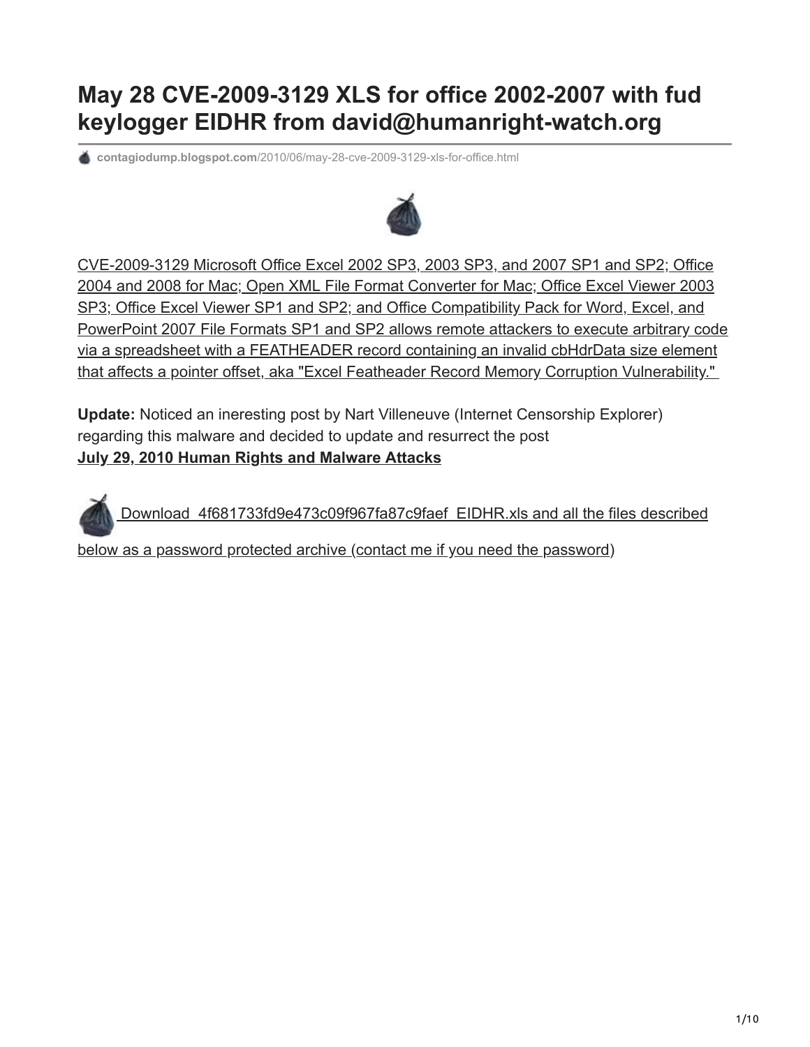# May 28 CVE-2009-3129 XLS for office 2002-2007 with fud keylogger EIDHR from david@humanright-watch.org

contagiodump.blogspot.com/2010/06/may-28-cve-2009-3129-xls-for-office.html

CVE-2009-3129 Microsoft Office Excel 2002 SP3, 2003 SP3, and 2007 SP1 and SP2; Office 2004 and 2008 for Mac; Open XML File Format Converter for Mac; Office Excel Viewer 2003 SP3; Office Excel Viewer SP1 and SP2; and Office Compatibility Pack for Word, Excel, and PowerPoint 2007 File Formats SP1 and SP2 allows remote attackers to execute arbitrary code via a spreadsheet with a FEATHEADER record containing an invalid cbHdrData size element that affects a pointer offset, aka "Excel Featheader Record Memory Corruption Vulnerability."

**Update:** Noticed an ineresting post by Nart Villeneuve (Internet Censorship Explorer) regarding this malware and decided to update and resurrect the post
**July 29, 2010 Human Rights and Malware Attacks**

Download 4f681733fd9e473c09f967fa87c9faef_EIDHR.xls and all the files described below as a password protected archive (contact me if you need the password)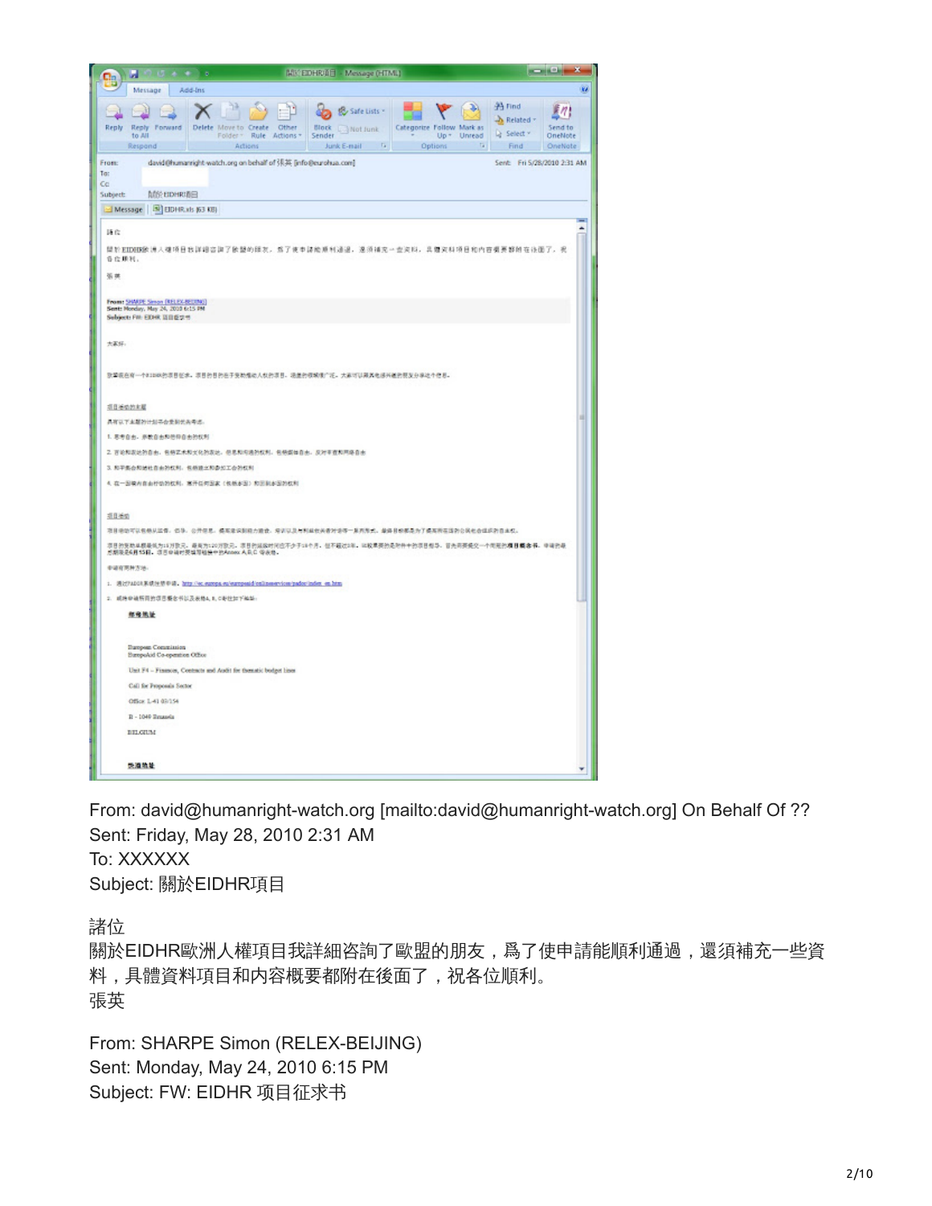From: david@humanright-watch.org [mailto:david@humanright-watch.org] On Behalf Of ??
Sent: Friday, May 28, 2010 2:31 AM
To: XXXXXX
Subject: 關於EIDHR項目

諸位
關於EIDHR歐洲人權項目我詳細咨詢了歐盟的朋友，爲了使申請能順利通過，還須補充一些資料，具體資料項目和內容概要都附在後面了，祝各位順利。
張英

From: SHARPE Simon (RELEX-BEIJING)
Sent: Monday, May 24, 2010 6:15 PM
Subject: FW: EIDHR 项目征求书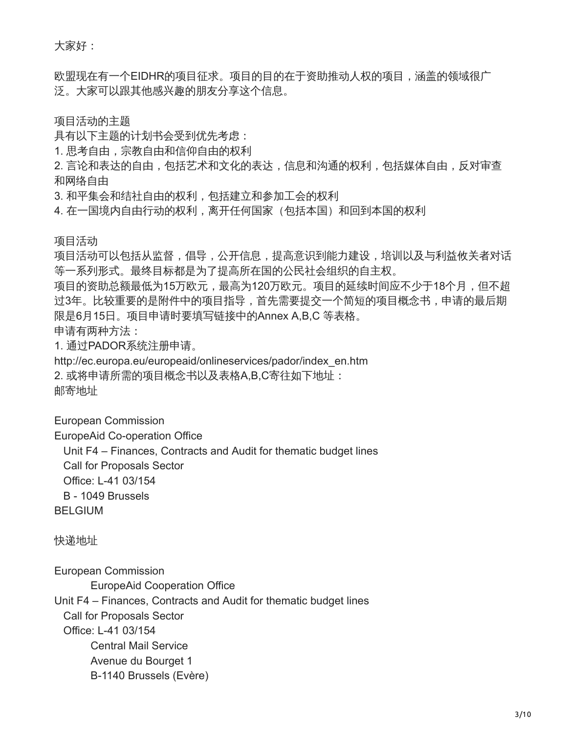大家好：

欧盟现在有一个EIDHR的项目征求。项目的目的在于资助推动人权的项目，涵盖的领域很广泛。大家可以跟其他感兴趣的朋友分享这个信息。

项目活动的主题

具有以下主题的计划书会受到优先考虑：

1. 思考自由，宗教自由和信仰自由的权利
2. 言论和表达的自由，包括艺术和文化的表达，信息和沟通的权利，包括媒体自由，反对审查和网络自由
3. 和平集会和结社自由的权利，包括建立和参加工会的权利
4. 在一国境内自由行动的权利，离开任何国家（包括本国）和回到本国的权利

项目活动

项目活动可以包括从监督，倡导，公开信息，提高意识到能力建设，培训以及与利益攸关者对话等一系列形式。最终目标都是为了提高所在国的公民社会组织的自主权。

项目的资助总额最低为15万欧元，最高为120万欧元。项目的延续时间应不少于18个月，但不超过3年。比较重要的是附件中的项目指导，首先需要提交一个简短的项目概念书，申请的最后期限是6月15日。项目申请时要填写链接中的Annex A,B,C 等表格。

申请有两种方法：

1. 通过PADOR系统注册申请。

http://ec.europa.eu/europeaid/onlineservices/pador/index_en.htm

2. 或将申请所需的项目概念书以及表格A,B,C寄往如下地址：

邮寄地址

European Commission
EuropeAid Co-operation Office
Unit F4 – Finances, Contracts and Audit for thematic budget lines
Call for Proposals Sector
Office: L-41 03/154
B - 1049 Brussels
BELGIUM

快递地址

European Commission
EuropeAid Cooperation Office
Unit F4 – Finances, Contracts and Audit for thematic budget lines
Call for Proposals Sector
Office: L-41 03/154
Central Mail Service
Avenue du Bourget 1
B-1140 Brussels (Evère)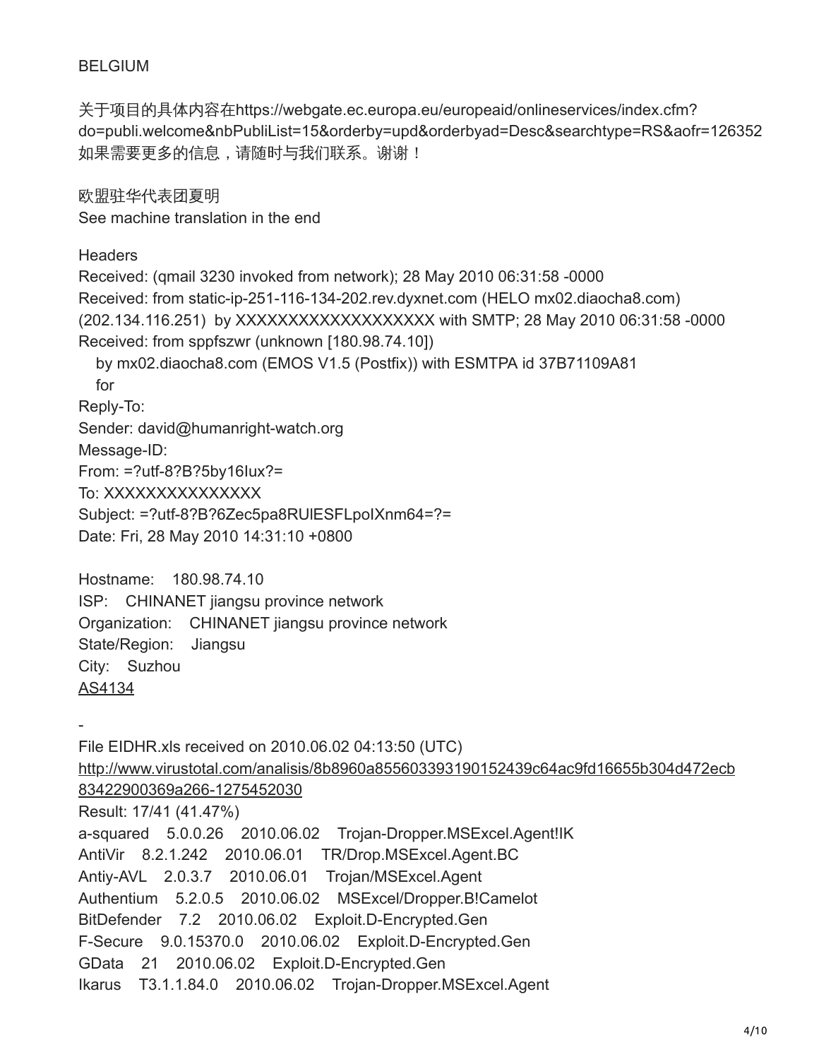BELGIUM

关于项目的具体内容在https://webgate.ec.europa.eu/europeaid/onlineservices/index.cfm?do=publi.welcome&nbPubliList=15&orderby=upd&orderbyad=Desc&searchtype=RS&aofr=126352
如果需要更多的信息，请随时与我们联系。谢谢！

欧盟驻华代表团夏明
See machine translation in the end

Headers
Received: (qmail 3230 invoked from network); 28 May 2010 06:31:58 -0000
Received: from static-ip-251-116-134-202.rev.dyxnet.com (HELO mx02.diaocha8.com) (202.134.116.251) by XXXXXXXXXXXXXXXXXXX with SMTP; 28 May 2010 06:31:58 -0000
Received: from sppfszwr (unknown [180.98.74.10])
  by mx02.diaocha8.com (EMOS V1.5 (Postfix)) with ESMTPA id 37B71109A81
  for
Reply-To:
Sender: david@humanright-watch.org
Message-ID:
From: =?utf-8?B?5by16Iux?=
To: XXXXXXXXXXXXXXX
Subject: =?utf-8?B?6Zec5pa8RUlESFLpoIXnm64=?=
Date: Fri, 28 May 2010 14:31:10 +0800

Hostname: 180.98.74.10
ISP: CHINANET jiangsu province network
Organization: CHINANET jiangsu province network
State/Region: Jiangsu
City: Suzhou
AS4134

-
File EIDHR.xls received on 2010.06.02 04:13:50 (UTC)
http://www.virustotal.com/analisis/8b8960a855603393190152439c64ac9fd16655b304d472ecb83422900369a266-1275452030
Result: 17/41 (41.47%)
a-squared 5.0.0.26 2010.06.02 Trojan-Dropper.MSExcel.Agent!IK
AntiVir 8.2.1.242 2010.06.01 TR/Drop.MSExcel.Agent.BC
Antiy-AVL 2.0.3.7 2010.06.01 Trojan/MSExcel.Agent
Authentium 5.2.0.5 2010.06.02 MSExcel/Dropper.B!Camelot
BitDefender 7.2 2010.06.02 Exploit.D-Encrypted.Gen
F-Secure 9.0.15370.0 2010.06.02 Exploit.D-Encrypted.Gen
GData 21 2010.06.02 Exploit.D-Encrypted.Gen
Ikarus T3.1.1.84.0 2010.06.02 Trojan-Dropper.MSExcel.Agent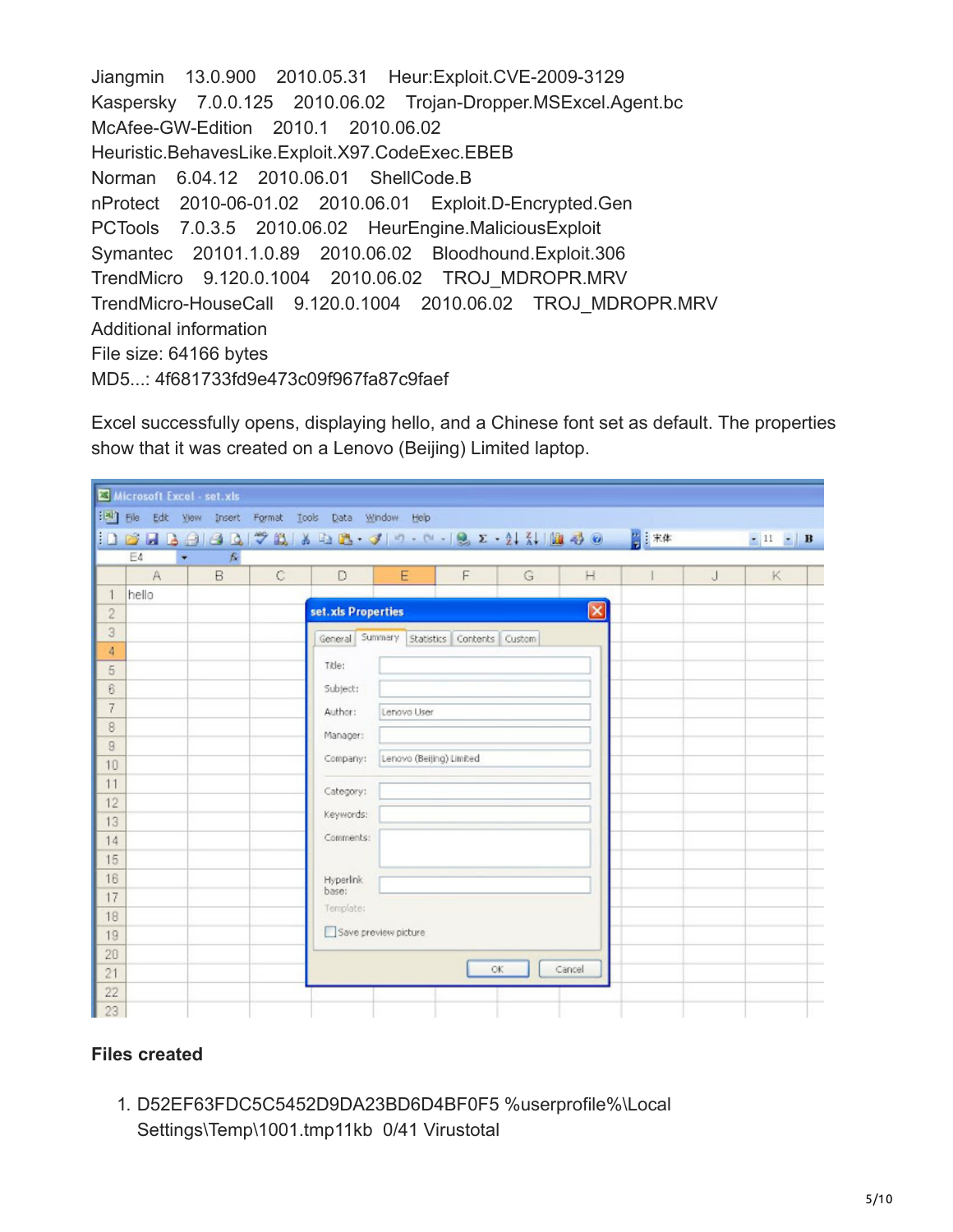Jiangmin 13.0.900 2010.05.31 Heur:Exploit.CVE-2009-3129
Kaspersky 7.0.0.125 2010.06.02 Trojan-Dropper.MSExcel.Agent.bc
McAfee-GW-Edition 2010.1 2010.06.02
Heuristic.BehavesLike.Exploit.X97.CodeExec.EBEB
Norman 6.04.12 2010.06.01 ShellCode.B
nProtect 2010-06-01.02 2010.06.01 Exploit.D-Encrypted.Gen
PCTools 7.0.3.5 2010.06.02 HeurEngine.MaliciousExploit
Symantec 20101.1.0.89 2010.06.02 Bloodhound.Exploit.306
TrendMicro 9.120.0.1004 2010.06.02 TROJ_MDROPR.MRV
TrendMicro-HouseCall 9.120.0.1004 2010.06.02 TROJ_MDROPR.MRV
Additional information
File size: 64166 bytes
MD5...: 4f681733fd9e473c09f967fa87c9faef

Excel successfully opens, displaying hello, and a Chinese font set as default. The properties show that it was created on a Lenovo (Beijing) Limited laptop.

**Files created**

1. D52EF63FDC5C5452D9DA23BD6D4BF0F5 %userprofile%\Local Settings\Temp\1001.tmp11kb 0/41 Virustotal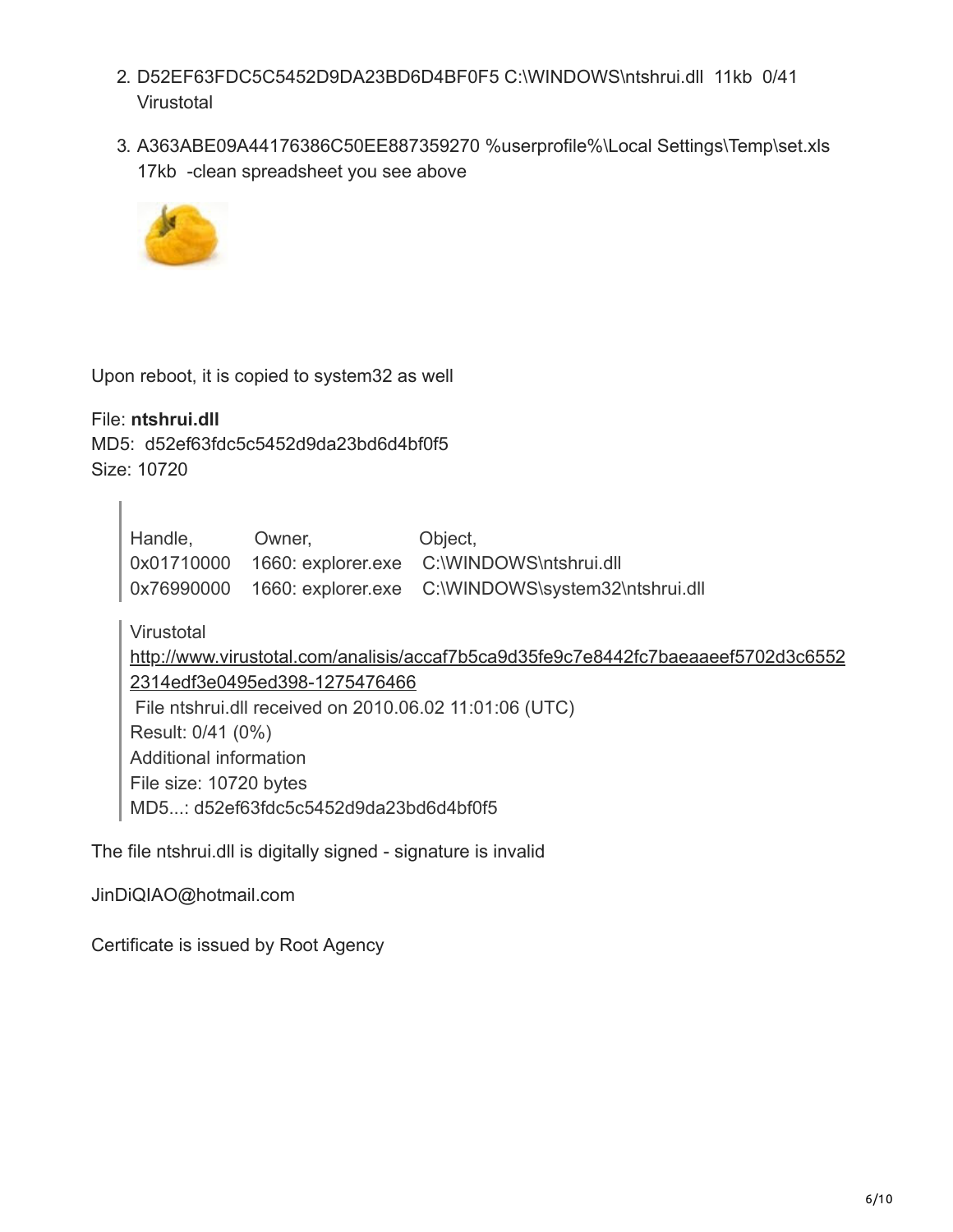2. D52EF63FDC5C5452D9DA23BD6D4BF0F5 C:\WINDOWS\ntshrui.dll 11kb 0/41 Virustotal
3. A363ABE09A44176386C50EE887359270 %userprofile%\Local Settings\Temp\set.xls 17kb -clean spreadsheet you see above

Upon reboot, it is copied to system32 as well

File: **ntshrui.dll**
MD5: d52ef63fdc5c5452d9da23bd6d4bf0f5
Size: 10720

> Handle, Owner, Object,
> 0x01710000 1660: explorer.exe C:\WINDOWS\ntshrui.dll
> 0x76990000 1660: explorer.exe C:\WINDOWS\system32\ntshrui.dll

> Virustotal
> http://www.virustotal.com/analisis/accaf7b5ca9d35fe9c7e8442fc7baeaaeef5702d3c65522314edf3e0495ed398-1275476466
> File ntshrui.dll received on 2010.06.02 11:01:06 (UTC)
> Result: 0/41 (0%)
> Additional information
> File size: 10720 bytes
> MD5...: d52ef63fdc5c5452d9da23bd6d4bf0f5

The file ntshrui.dll is digitally signed - signature is invalid

JinDiQIAO@hotmail.com

Certificate is issued by Root Agency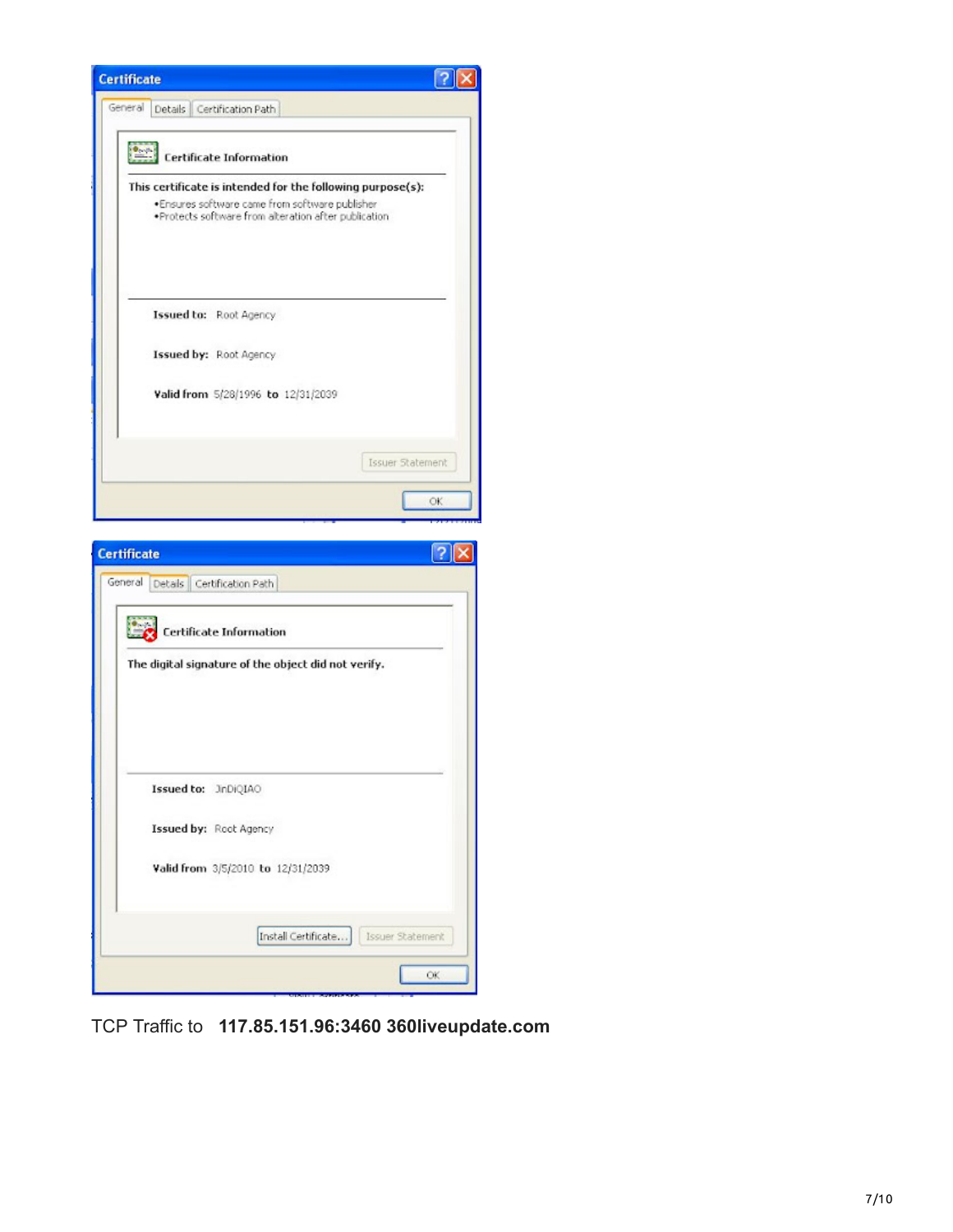**Certificate**

General | Details | Certification Path

Certificate Information

This certificate is intended for the following purpose(s):
- Ensures software came from software publisher
- Protects software from alteration after publication

**Issued to:** Root Agency

**Issued by:** Root Agency

**Valid from** 5/28/1996 **to** 12/31/2039

Issuer Statement

OK

**Certificate**

General | Details | Certification Path

Certificate Information

The digital signature of the object did not verify.

**Issued to:** JinDiQIAO

**Issued by:** Root Agency

**Valid from** 3/5/2010 **to** 12/31/2039

Install Certificate... | Issuer Statement

OK

TCP Traffic to **117.85.151.96:3460 360liveupdate.com**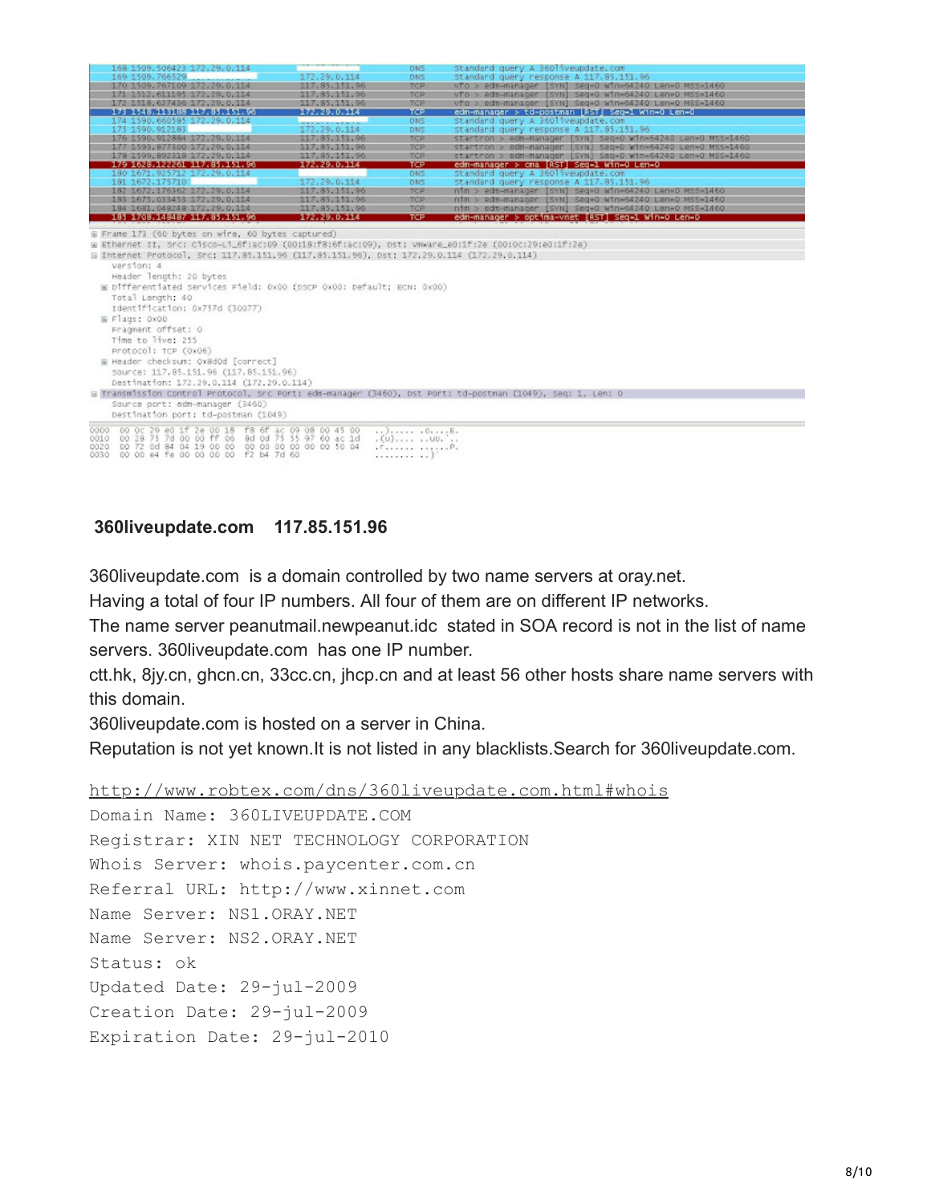```
168 1509.506423 172.29.0.114                          DNS  Standard query A 360liveupdate.com
169 1509.766529                 172.29.0.114          DNS  Standard query response A 117.85.151.96
170 1509.767109 172.29.0.114    117.85.151.96         TCP  vfo > edm-manager [SYN] Seq=0 Win=64240 Len=0 MSS=1460
171 1512.611195 172.29.0.114    117.85.151.96         TCP  vfo > edm-manager [SYN] Seq=0 Win=64240 Len=0 MSS=1460
172 1518.627436 172.29.0.114    117.85.151.96         TCP  vfo > edm-manager [SYN] Seq=0 Win=64240 Len=0 MSS=1460
173 1548.113188 117.85.151.96   172.29.0.114          TCP  edm-manager > td-postman [RST] Seq=1 Win=0 Len=0
174 1590.660585 172.29.0.114                          DNS  Standard query A 360liveupdate.com
175 1590.912183                 172.29.0.114          DNS  Standard query response A 117.85.151.96
176 1590.912884 172.29.0.114    117.85.151.96         TCP  startron > edm-manager [SYN] Seq=0 Win=64240 Len=0 MSS=1460
177 1593.877100 172.29.0.114    117.85.151.96         TCP  startron > edm-manager [SYN] Seq=0 Win=64240 Len=0 MSS=1460
178 1599.892318 172.29.0.114    117.85.151.96         TCP  startron > edm-manager [SYN] Seq=0 Win=64240 Len=0 MSS=1460
179 1628.122261 117.85.151.96   172.29.0.114          TCP  edm-manager > cma [RST] Seq=1 Win=0 Len=0
180 1671.925712 172.29.0.114                          DNS  Standard query A 360liveupdate.com
181 1672.175710                 172.29.0.114          DNS  Standard query response A 117.85.151.96
182 1672.176362 172.29.0.114    117.85.151.96         TCP  nim > edm-manager [SYN] Seq=0 Win=64240 Len=0 MSS=1460
183 1675.033453 172.29.0.114    117.85.151.96         TCP  nim > edm-manager [SYN] Seq=0 Win=64240 Len=0 MSS=1460
184 1681.048248 172.29.0.114    117.85.151.96         TCP  nim > edm-manager [SYN] Seq=0 Win=64240 Len=0 MSS=1460
185 1708.148487 117.85.151.96   172.29.0.114          TCP  edm-manager > optima-vnet [RST] Seq=1 Win=0 Len=0

Frame 173 (60 bytes on wire, 60 bytes captured)
Ethernet II, Src: Cisco-Li_6f:ac:09 (00:18:f8:6f:ac:09), Dst: Vmware_e0:1f:2e (00:0c:29:e0:1f:2e)
Internet Protocol, Src: 117.85.151.96 (117.85.151.96), Dst: 172.29.0.114 (172.29.0.114)
    Version: 4
    Header length: 20 bytes
    Differentiated Services Field: 0x00 (DSCP 0x00: Default; ECN: 0x00)
    Total Length: 40
    Identification: 0x757d (30077)
    Flags: 0x00
    Fragment offset: 0
    Time to live: 255
    Protocol: TCP (0x06)
    Header checksum: 0x8d0d [correct]
    Source: 117.85.151.96 (117.85.151.96)
    Destination: 172.29.0.114 (172.29.0.114)
Transmission Control Protocol, Src Port: edm-manager (3460), Dst Port: td-postman (1049), Seq: 1, Len: 0
    Source port: edm-manager (3460)
    Destination port: td-postman (1049)
```

**360liveupdate.com 117.85.151.96**

360liveupdate.com is a domain controlled by two name servers at oray.net.
Having a total of four IP numbers. All four of them are on different IP networks.
The name server peanutmail.newpeanut.idc stated in SOA record is not in the list of name servers. 360liveupdate.com has one IP number.
ctt.hk, 8jy.cn, ghcn.cn, 33cc.cn, jhcp.cn and at least 56 other hosts share name servers with this domain.
360liveupdate.com is hosted on a server in China.
Reputation is not yet known.It is not listed in any blacklists.Search for 360liveupdate.com.

```
http://www.robtex.com/dns/360liveupdate.com.html#whois
Domain Name: 360LIVEUPDATE.COM
Registrar: XIN NET TECHNOLOGY CORPORATION
Whois Server: whois.paycenter.com.cn
Referral URL: http://www.xinnet.com
Name Server: NS1.ORAY.NET
Name Server: NS2.ORAY.NET
Status: ok
Updated Date: 29-jul-2009
Creation Date: 29-jul-2009
Expiration Date: 29-jul-2010
```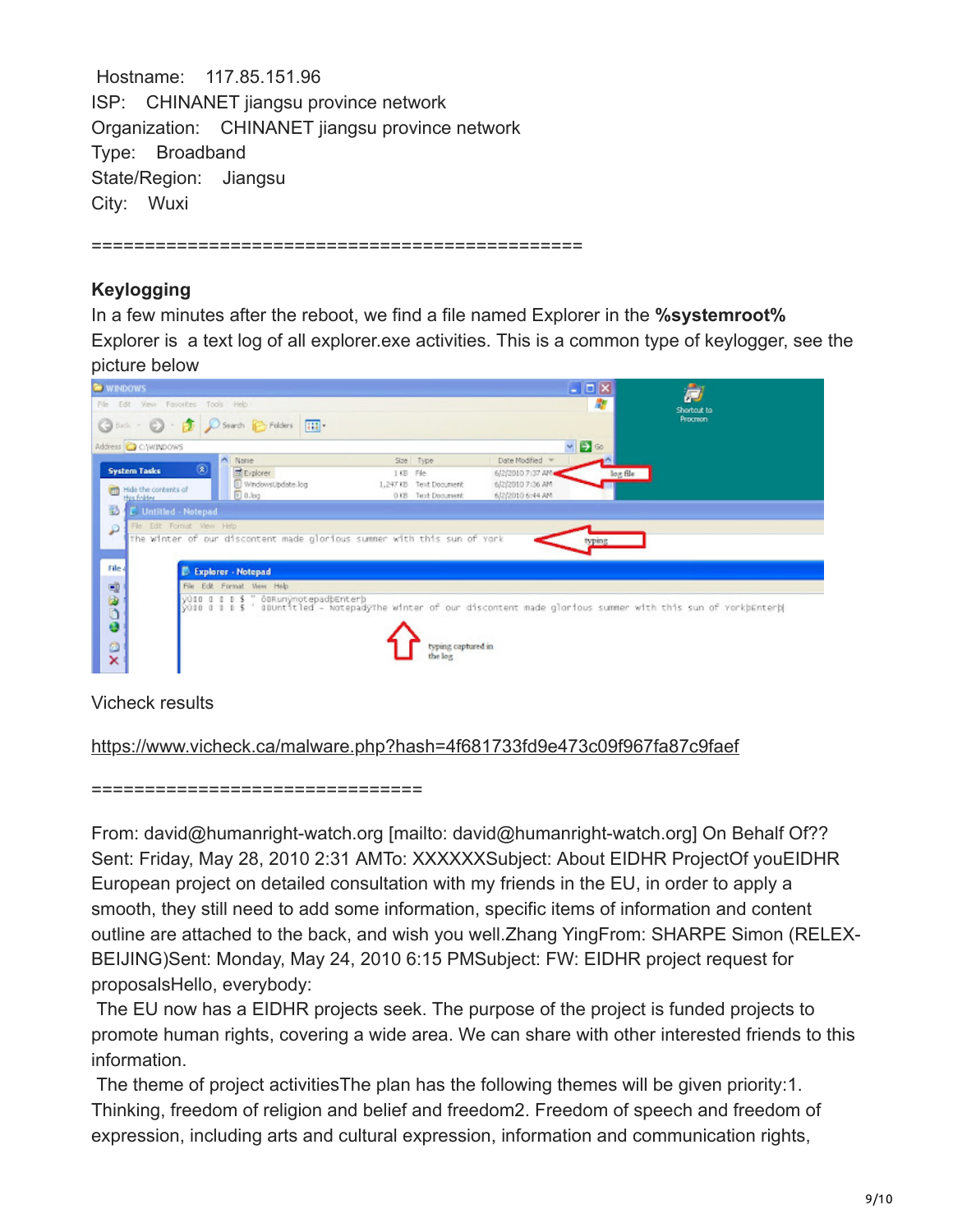Hostname: 117.85.151.96
ISP: CHINANET jiangsu province network
Organization: CHINANET jiangsu province network
Type: Broadband
State/Region: Jiangsu
City: Wuxi

===============================================

**Keylogging**

In a few minutes after the reboot, we find a file named Explorer in the **%systemroot%** Explorer is a text log of all explorer.exe activities. This is a common type of keylogger, see the picture below

Vicheck results

https://www.vicheck.ca/malware.php?hash=4f681733fd9e473c09f967fa87c9faef

===============================

From: david@humanright-watch.org [mailto: david@humanright-watch.org] On Behalf Of?? Sent: Friday, May 28, 2010 2:31 AMTo: XXXXXXSubject: About EIDHR ProjectOf youEIDHR European project on detailed consultation with my friends in the EU, in order to apply a smooth, they still need to add some information, specific items of information and content outline are attached to the back, and wish you well.Zhang YingFrom: SHARPE Simon (RELEX-BEIJING)Sent: Monday, May 24, 2010 6:15 PMSubject: FW: EIDHR project request for proposalsHello, everybody:

The EU now has a EIDHR projects seek. The purpose of the project is funded projects to promote human rights, covering a wide area. We can share with other interested friends to this information.

The theme of project activitiesThe plan has the following themes will be given priority:1. Thinking, freedom of religion and belief and freedom2. Freedom of speech and freedom of expression, including arts and cultural expression, information and communication rights,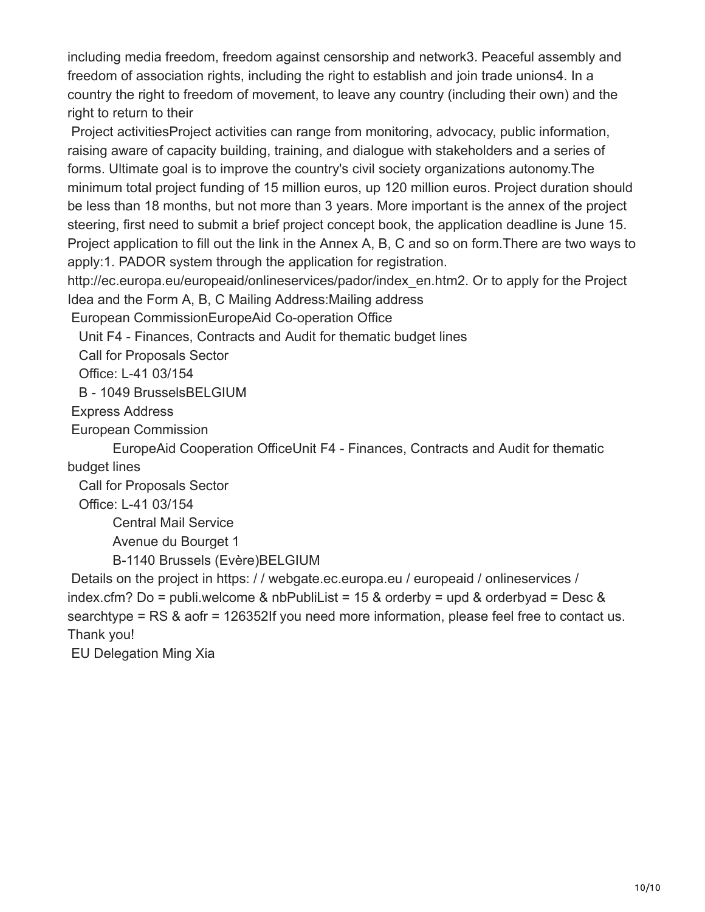including media freedom, freedom against censorship and network3. Peaceful assembly and freedom of association rights, including the right to establish and join trade unions4. In a country the right to freedom of movement, to leave any country (including their own) and the right to return to their

Project activitiesProject activities can range from monitoring, advocacy, public information, raising aware of capacity building, training, and dialogue with stakeholders and a series of forms. Ultimate goal is to improve the country's civil society organizations autonomy.The minimum total project funding of 15 million euros, up 120 million euros. Project duration should be less than 18 months, but not more than 3 years. More important is the annex of the project steering, first need to submit a brief project concept book, the application deadline is June 15. Project application to fill out the link in the Annex A, B, C and so on form.There are two ways to apply:1. PADOR system through the application for registration. http://ec.europa.eu/europeaid/onlineservices/pador/index_en.htm2. Or to apply for the Project Idea and the Form A, B, C Mailing Address:Mailing address

European CommissionEuropeAid Co-operation Office

Unit F4 - Finances, Contracts and Audit for thematic budget lines

Call for Proposals Sector

Office: L-41 03/154

B - 1049 BrusselsBELGIUM

Express Address

European Commission

EuropeAid Cooperation OfficeUnit F4 - Finances, Contracts and Audit for thematic budget lines

Call for Proposals Sector

Office: L-41 03/154

Central Mail Service

Avenue du Bourget 1

B-1140 Brussels (Evère)BELGIUM

Details on the project in https: / / webgate.ec.europa.eu / europeaid / onlineservices / index.cfm? Do = publi.welcome & nbPubliList = 15 & orderby = upd & orderbyad = Desc & searchtype = RS & aofr = 126352If you need more information, please feel free to contact us. Thank you!

EU Delegation Ming Xia